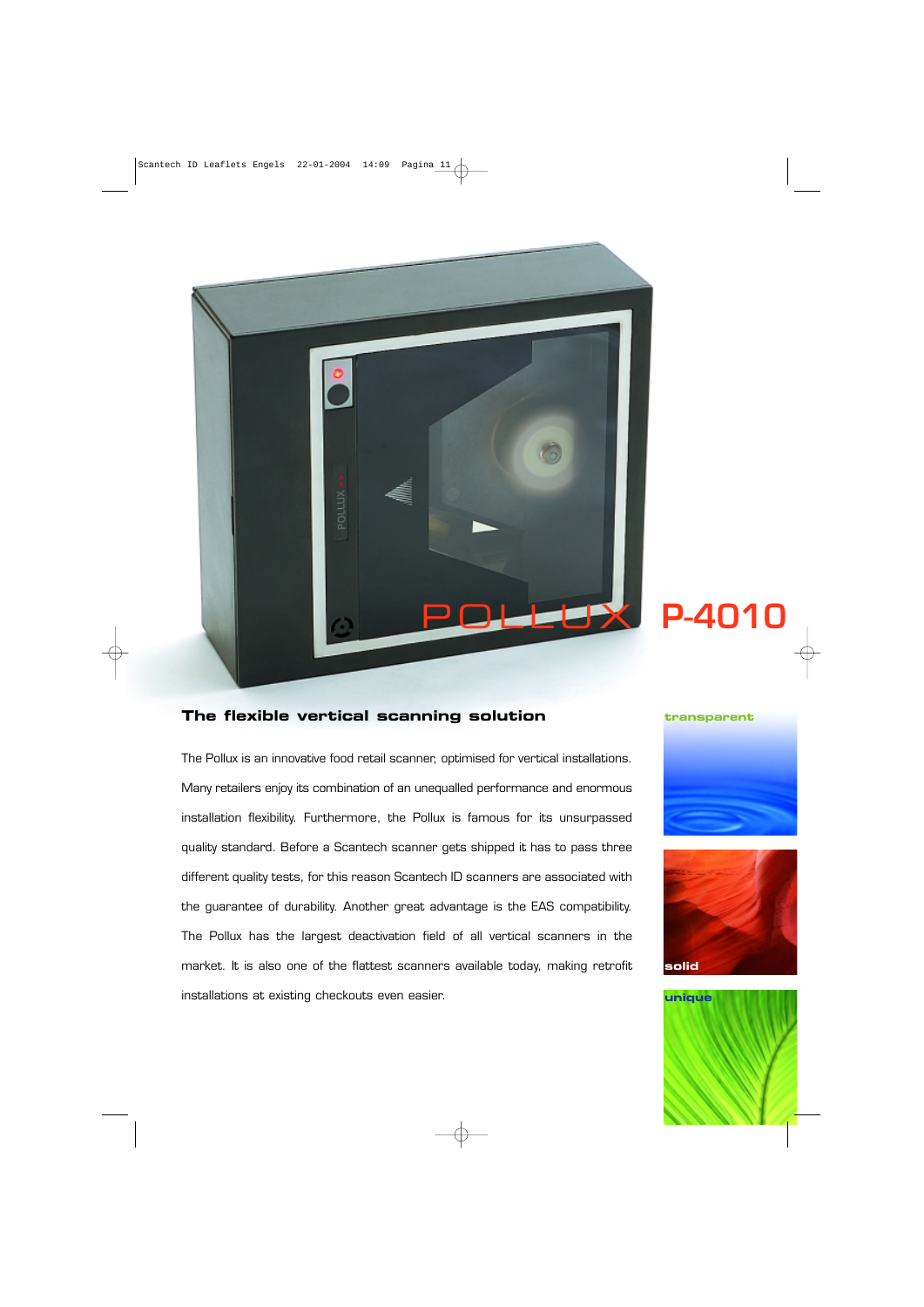# POLLUX P-4010

## The flexible vertical scanning solution

The Pollux is an innovative food retail scanner, optimised for vertical installations. Many retailers enjoy its combination of an unequalled performance and enormous installation flexibility. Furthermore, the Pollux is famous for its unsurpassed quality standard. Before a Scantech scanner gets shipped it has to pass three different quality tests, for this reason Scantech ID scanners are associated with the guarantee of durability. Another great advantage is the EAS compatibility. The Pollux has the largest deactivation field of all vertical scanners in the market. It is also one of the flattest scanners available today, making retrofit installations at existing checkouts even easier.

transparent

solid

unique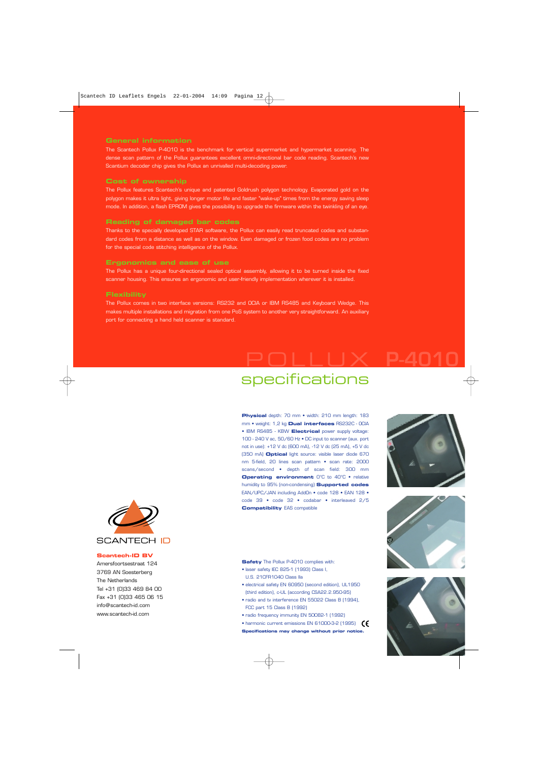## General information

The Scantech Pollux P-4010 is the benchmark for vertical supermarket and hypermarket scanning. The dense scan pattern of the Pollux guarantees excellent omni-directional bar code reading. Scantech's new Scantium decoder chip gives the Pollux an unrivalled multi-decoding power.

## Cost of ownership

The Pollux features Scantech's unique and patented Goldrush polygon technology. Evaporated gold on the polygon makes it ultra light, giving longer motor life and faster "wake-up" times from the energy saving sleep mode. In addition, a flash EPROM gives the possibility to upgrade the firmware within the twinkling of an eye.

## Reading of damaged bar codes

Thanks to the specially developed STAR software, the Pollux can easily read truncated codes and substandard codes from a distance as well as on the window. Even damaged or frozen food codes are no problem for the special code stitching intelligence of the Pollux.

## Ergonomics and ease of use

The Pollux has a unique four-directional sealed optical assembly, allowing it to be turned inside the fixed scanner housing. This ensures an ergonomic and user-friendly implementation wherever it is installed.

## Flexibility

The Pollux comes in two interface versions: RS232 and OCIA or IBM RS485 and Keyboard Wedge. This makes multiple installations and migration from one PoS system to another very straightforward. An auxiliary port for connecting a hand held scanner is standard.

# POLLUX P-4010 specifications

**Physical** depth: 70 mm • width: 210 mm length: 183 mm • weight: 1,2 kg **Dual interfaces** RS232C - OCIA • IBM RS485 - KBW **Electrical** power supply voltage: 100 - 240 V ac, 50/60 Hz • DC input to scanner (aux. port not in use): +12 V dc (600 mA), -12 V dc (25 mA), +5 V dc (350 mA) **Optical** light source: visible laser diode 670 nm 5-field, 20 lines scan pattern • scan rate: 2000 scans/second • depth of scan field: 300 mm **Operating environment** 0°C to 40°C • relative humidity to 95% (non-condensing) **Supported codes** EAN/UPC/JAN including AddOn • code 128 • EAN 128 • code 39 • code 32 • codabar • interleaved 2/5 **Compatibility** EAS compatible

**Safety** The Pollux P-4010 complies with:

- laser safety IEC 825-1 (1993) Class I, U.S. 21CFR1040 Class IIa
- electrical safety EN 60950 (second edition), UL1950 (third edition), c-UL (according CSA22.2.950-95)
- radio and tv interference EN 55022 Class B (1994), FCC part 15 Class B (1992)
- radio frequency immunity EN 50082-1 (1992)
- harmonic current emissions EN 61000-3-2 (1995) CE

**Specifications may change without prior notice.**

SCANTECH ID

**Scantech-ID BV**
Amersfoortsestraat 124
3769 AN Soesterberg
The Netherlands
Tel +31 (0)33 469 84 00
Fax +31 (0)33 465 06 15
info@scantech-id.com
www.scantech-id.com